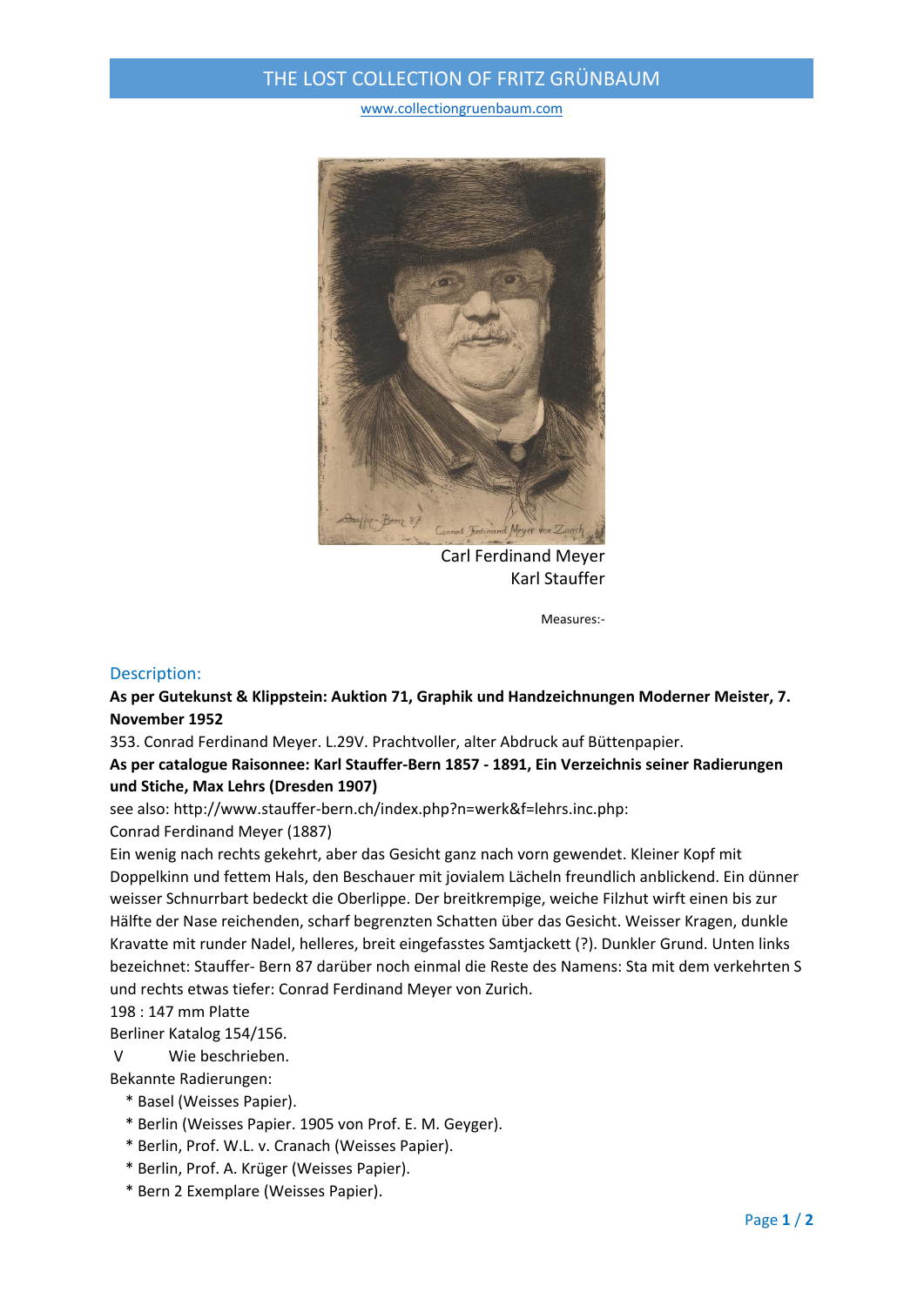# THE LOST COLLECTION OF FRITZ GRÜNBAUM

www.collectiongruenbaum.com

Carl Ferdinand Meyer
Karl Stauffer

Measures:-

## Description:

**As per Gutekunst & Klippstein: Auktion 71, Graphik und Handzeichnungen Moderner Meister, 7. November 1952**

353. Conrad Ferdinand Meyer. L.29V. Prachtvoller, alter Abdruck auf Büttenpapier.

**As per catalogue Raisonnee: Karl Stauffer-Bern 1857 - 1891, Ein Verzeichnis seiner Radierungen und Stiche, Max Lehrs (Dresden 1907)**

see also: http://www.stauffer-bern.ch/index.php?n=werk&f=lehrs.inc.php:

Conrad Ferdinand Meyer (1887)

Ein wenig nach rechts gekehrt, aber das Gesicht ganz nach vorn gewendet. Kleiner Kopf mit Doppelkinn und fettem Hals, den Beschauer mit jovialem Lächeln freundlich anblickend. Ein dünner weisser Schnurrbart bedeckt die Oberlippe. Der breitkrempige, weiche Filzhut wirft einen bis zur Hälfte der Nase reichenden, scharf begrenzten Schatten über das Gesicht. Weisser Kragen, dunkle Kravatte mit runder Nadel, helleres, breit eingefasstes Samtjackett (?). Dunkler Grund. Unten links bezeichnet: Stauffer- Bern 87 darüber noch einmal die Reste des Namens: Sta mit dem verkehrten S und rechts etwas tiefer: Conrad Ferdinand Meyer von Zurich.

198 : 147 mm Platte

Berliner Katalog 154/156.

V Wie beschrieben.

Bekannte Radierungen:

* Basel (Weisses Papier).
* Berlin (Weisses Papier. 1905 von Prof. E. M. Geyger).
* Berlin, Prof. W.L. v. Cranach (Weisses Papier).
* Berlin, Prof. A. Krüger (Weisses Papier).
* Bern 2 Exemplare (Weisses Papier).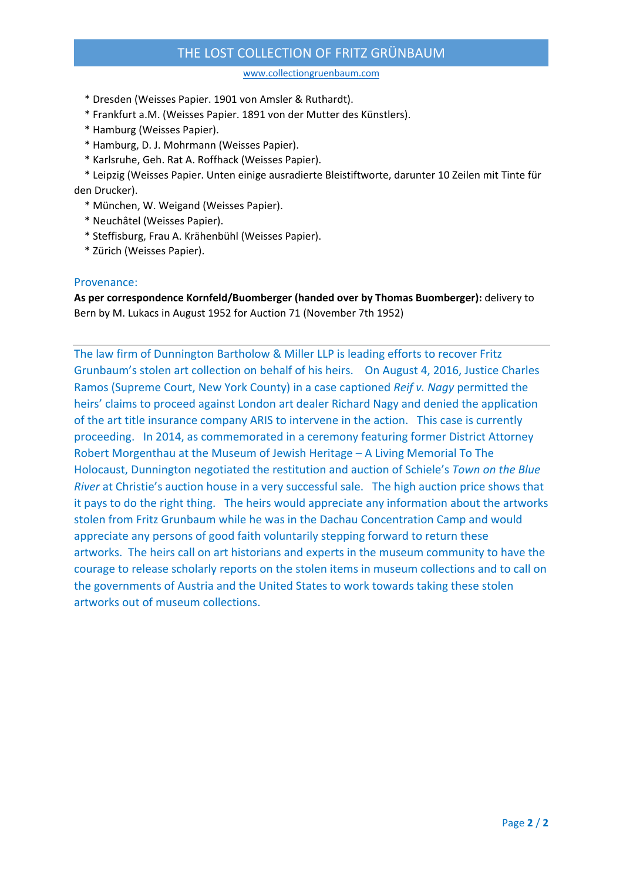* Dresden (Weisses Papier. 1901 von Amsler & Ruthardt).
* Frankfurt a.M. (Weisses Papier. 1891 von der Mutter des Künstlers).
* Hamburg (Weisses Papier).
* Hamburg, D. J. Mohrmann (Weisses Papier).
* Karlsruhe, Geh. Rat A. Roffhack (Weisses Papier).
* Leipzig (Weisses Papier. Unten einige ausradierte Bleistiftworte, darunter 10 Zeilen mit Tinte für den Drucker).
* München, W. Weigand (Weisses Papier).
* Neuchâtel (Weisses Papier).
* Steffisburg, Frau A. Krähenbühl (Weisses Papier).
* Zürich (Weisses Papier).

## Provenance:

**As per correspondence Kornfeld/Buomberger (handed over by Thomas Buomberger):** delivery to Bern by M. Lukacs in August 1952 for Auction 71 (November 7th 1952)

---

The law firm of Dunnington Bartholow & Miller LLP is leading efforts to recover Fritz Grunbaum's stolen art collection on behalf of his heirs. On August 4, 2016, Justice Charles Ramos (Supreme Court, New York County) in a case captioned *Reif v. Nagy* permitted the heirs' claims to proceed against London art dealer Richard Nagy and denied the application of the art title insurance company ARIS to intervene in the action. This case is currently proceeding. In 2014, as commemorated in a ceremony featuring former District Attorney Robert Morgenthau at the Museum of Jewish Heritage – A Living Memorial To The Holocaust, Dunnington negotiated the restitution and auction of Schiele's *Town on the Blue River* at Christie's auction house in a very successful sale. The high auction price shows that it pays to do the right thing. The heirs would appreciate any information about the artworks stolen from Fritz Grunbaum while he was in the Dachau Concentration Camp and would appreciate any persons of good faith voluntarily stepping forward to return these artworks. The heirs call on art historians and experts in the museum community to have the courage to release scholarly reports on the stolen items in museum collections and to call on the governments of Austria and the United States to work towards taking these stolen artworks out of museum collections.